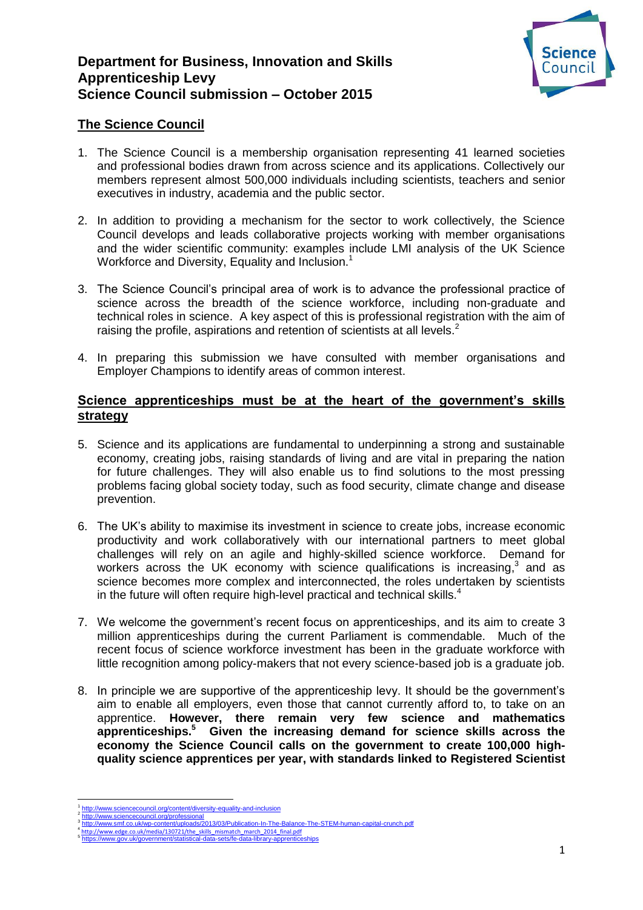# Department for Business, Innovation and Skills
# Apprenticeship Levy
# Science Council submission – October 2015

## The Science Council

1. The Science Council is a membership organisation representing 41 learned societies and professional bodies drawn from across science and its applications. Collectively our members represent almost 500,000 individuals including scientists, teachers and senior executives in industry, academia and the public sector.

2. In addition to providing a mechanism for the sector to work collectively, the Science Council develops and leads collaborative projects working with member organisations and the wider scientific community: examples include LMI analysis of the UK Science Workforce and Diversity, Equality and Inclusion.[1]

3. The Science Council's principal area of work is to advance the professional practice of science across the breadth of the science workforce, including non-graduate and technical roles in science. A key aspect of this is professional registration with the aim of raising the profile, aspirations and retention of scientists at all levels.[2]

4. In preparing this submission we have consulted with member organisations and Employer Champions to identify areas of common interest.

## Science apprenticeships must be at the heart of the government's skills strategy

5. Science and its applications are fundamental to underpinning a strong and sustainable economy, creating jobs, raising standards of living and are vital in preparing the nation for future challenges. They will also enable us to find solutions to the most pressing problems facing global society today, such as food security, climate change and disease prevention.

6. The UK's ability to maximise its investment in science to create jobs, increase economic productivity and work collaboratively with our international partners to meet global challenges will rely on an agile and highly-skilled science workforce. Demand for workers across the UK economy with science qualifications is increasing,[3] and as science becomes more complex and interconnected, the roles undertaken by scientists in the future will often require high-level practical and technical skills.[4]

7. We welcome the government's recent focus on apprenticeships, and its aim to create 3 million apprenticeships during the current Parliament is commendable. Much of the recent focus of science workforce investment has been in the graduate workforce with little recognition among policy-makers that not every science-based job is a graduate job.

8. In principle we are supportive of the apprenticeship levy. It should be the government's aim to enable all employers, even those that cannot currently afford to, to take on an apprentice. **However, there remain very few science and mathematics apprenticeships.[5] Given the increasing demand for science skills across the economy the Science Council calls on the government to create 100,000 high-quality science apprentices per year, with standards linked to Registered Scientist**

---

[1] http://www.sciencecouncil.org/content/diversity-equality-and-inclusion
[2] http://www.sciencecouncil.org/professional
[3] http://www.smf.co.uk/wp-content/uploads/2013/03/Publication-In-The-Balance-The-STEM-human-capital-crunch.pdf
[4] http://www.edge.co.uk/media/130721/the_skills_mismatch_march_2014_final.pdf
[5] https://www.gov.uk/government/statistical-data-sets/fe-data-library-apprenticeships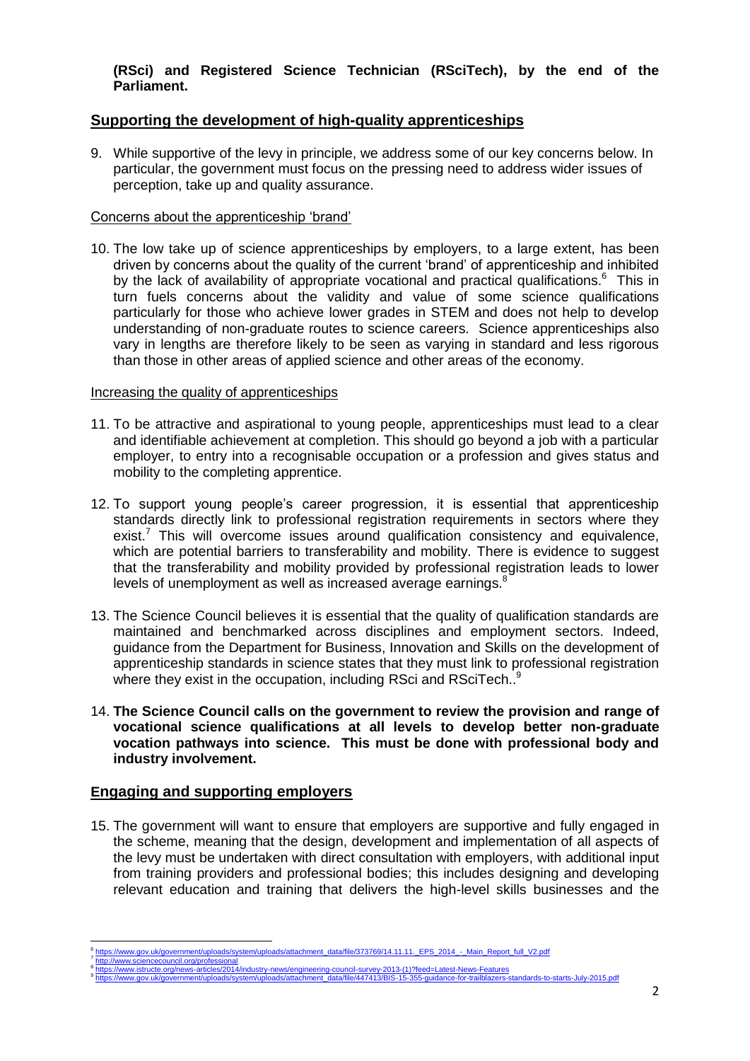**(RSci) and Registered Science Technician (RSciTech), by the end of the Parliament.**

## Supporting the development of high-quality apprenticeships

9. While supportive of the levy in principle, we address some of our key concerns below. In particular, the government must focus on the pressing need to address wider issues of perception, take up and quality assurance.

### Concerns about the apprenticeship 'brand'

10. The low take up of science apprenticeships by employers, to a large extent, has been driven by concerns about the quality of the current 'brand' of apprenticeship and inhibited by the lack of availability of appropriate vocational and practical qualifications.[6] This in turn fuels concerns about the validity and value of some science qualifications particularly for those who achieve lower grades in STEM and does not help to develop understanding of non-graduate routes to science careers. Science apprenticeships also vary in lengths are therefore likely to be seen as varying in standard and less rigorous than those in other areas of applied science and other areas of the economy.

### Increasing the quality of apprenticeships

11. To be attractive and aspirational to young people, apprenticeships must lead to a clear and identifiable achievement at completion. This should go beyond a job with a particular employer, to entry into a recognisable occupation or a profession and gives status and mobility to the completing apprentice.

12. To support young people's career progression, it is essential that apprenticeship standards directly link to professional registration requirements in sectors where they exist.[7] This will overcome issues around qualification consistency and equivalence, which are potential barriers to transferability and mobility. There is evidence to suggest that the transferability and mobility provided by professional registration leads to lower levels of unemployment as well as increased average earnings.[8]

13. The Science Council believes it is essential that the quality of qualification standards are maintained and benchmarked across disciplines and employment sectors. Indeed, guidance from the Department for Business, Innovation and Skills on the development of apprenticeship standards in science states that they must link to professional registration where they exist in the occupation, including RSci and RSciTech..[9]

14. **The Science Council calls on the government to review the provision and range of vocational science qualifications at all levels to develop better non-graduate vocation pathways into science. This must be done with professional body and industry involvement.**

## Engaging and supporting employers

15. The government will want to ensure that employers are supportive and fully engaged in the scheme, meaning that the design, development and implementation of all aspects of the levy must be undertaken with direct consultation with employers, with additional input from training providers and professional bodies; this includes designing and developing relevant education and training that delivers the high-level skills businesses and the

---

[6] https://www.gov.uk/government/uploads/system/uploads/attachment_data/file/373769/14.11.11._EPS_2014_-_Main_Report_full_V2.pdf
[7] http://www.sciencecouncil.org/professional
[8] https://www.istructe.org/news-articles/2014/industry-news/engineering-council-survey-2013-(1)?feed=Latest-News-Features
[9] https://www.gov.uk/government/uploads/system/uploads/attachment_data/file/447413/BIS-15-355-guidance-for-trailblazers-standards-to-starts-July-2015.pdf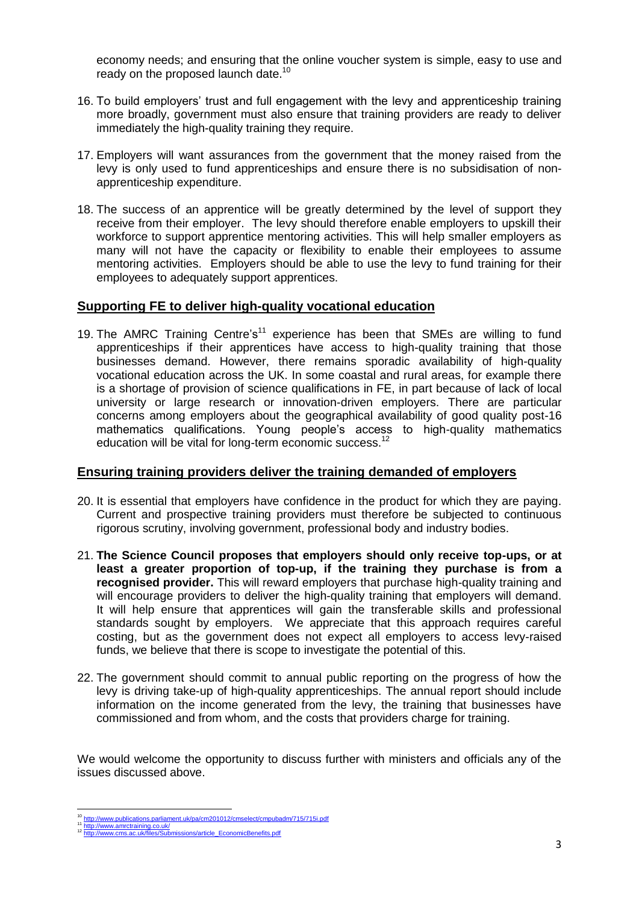economy needs; and ensuring that the online voucher system is simple, easy to use and ready on the proposed launch date.[10]

16. To build employers' trust and full engagement with the levy and apprenticeship training more broadly, government must also ensure that training providers are ready to deliver immediately the high-quality training they require.

17. Employers will want assurances from the government that the money raised from the levy is only used to fund apprenticeships and ensure there is no subsidisation of non-apprenticeship expenditure.

18. The success of an apprentice will be greatly determined by the level of support they receive from their employer. The levy should therefore enable employers to upskill their workforce to support apprentice mentoring activities. This will help smaller employers as many will not have the capacity or flexibility to enable their employees to assume mentoring activities. Employers should be able to use the levy to fund training for their employees to adequately support apprentices.

## Supporting FE to deliver high-quality vocational education

19. The AMRC Training Centre's[11] experience has been that SMEs are willing to fund apprenticeships if their apprentices have access to high-quality training that those businesses demand. However, there remains sporadic availability of high-quality vocational education across the UK. In some coastal and rural areas, for example there is a shortage of provision of science qualifications in FE, in part because of lack of local university or large research or innovation-driven employers. There are particular concerns among employers about the geographical availability of good quality post-16 mathematics qualifications. Young people's access to high-quality mathematics education will be vital for long-term economic success.[12]

## Ensuring training providers deliver the training demanded of employers

20. It is essential that employers have confidence in the product for which they are paying. Current and prospective training providers must therefore be subjected to continuous rigorous scrutiny, involving government, professional body and industry bodies.

21. **The Science Council proposes that employers should only receive top-ups, or at least a greater proportion of top-up, if the training they purchase is from a recognised provider.** This will reward employers that purchase high-quality training and will encourage providers to deliver the high-quality training that employers will demand. It will help ensure that apprentices will gain the transferable skills and professional standards sought by employers. We appreciate that this approach requires careful costing, but as the government does not expect all employers to access levy-raised funds, we believe that there is scope to investigate the potential of this.

22. The government should commit to annual public reporting on the progress of how the levy is driving take-up of high-quality apprenticeships. The annual report should include information on the income generated from the levy, the training that businesses have commissioned and from whom, and the costs that providers charge for training.

We would welcome the opportunity to discuss further with ministers and officials any of the issues discussed above.

---

[10] http://www.publications.parliament.uk/pa/cm201012/cmselect/cmpubadm/715/715i.pdf
[11] http://www.amrctraining.co.uk/
[12] http://www.cms.ac.uk/files/Submissions/article_EconomicBenefits.pdf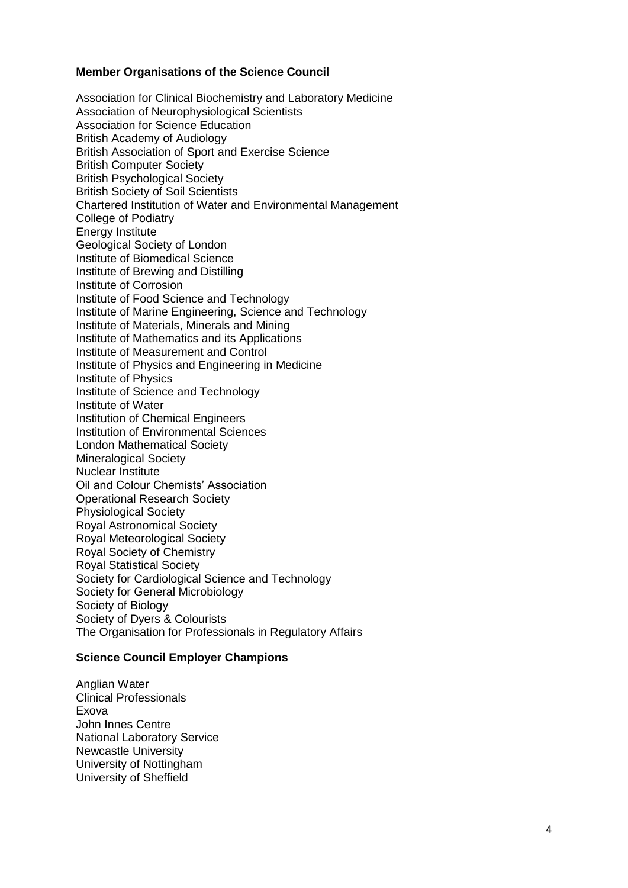**Member Organisations of the Science Council**

Association for Clinical Biochemistry and Laboratory Medicine
Association of Neurophysiological Scientists
Association for Science Education
British Academy of Audiology
British Association of Sport and Exercise Science
British Computer Society
British Psychological Society
British Society of Soil Scientists
Chartered Institution of Water and Environmental Management
College of Podiatry
Energy Institute
Geological Society of London
Institute of Biomedical Science
Institute of Brewing and Distilling
Institute of Corrosion
Institute of Food Science and Technology
Institute of Marine Engineering, Science and Technology
Institute of Materials, Minerals and Mining
Institute of Mathematics and its Applications
Institute of Measurement and Control
Institute of Physics and Engineering in Medicine
Institute of Physics
Institute of Science and Technology
Institute of Water
Institution of Chemical Engineers
Institution of Environmental Sciences
London Mathematical Society
Mineralogical Society
Nuclear Institute
Oil and Colour Chemists' Association
Operational Research Society
Physiological Society
Royal Astronomical Society
Royal Meteorological Society
Royal Society of Chemistry
Royal Statistical Society
Society for Cardiological Science and Technology
Society for General Microbiology
Society of Biology
Society of Dyers & Colourists
The Organisation for Professionals in Regulatory Affairs

**Science Council Employer Champions**

Anglian Water
Clinical Professionals
Exova
John Innes Centre
National Laboratory Service
Newcastle University
University of Nottingham
University of Sheffield